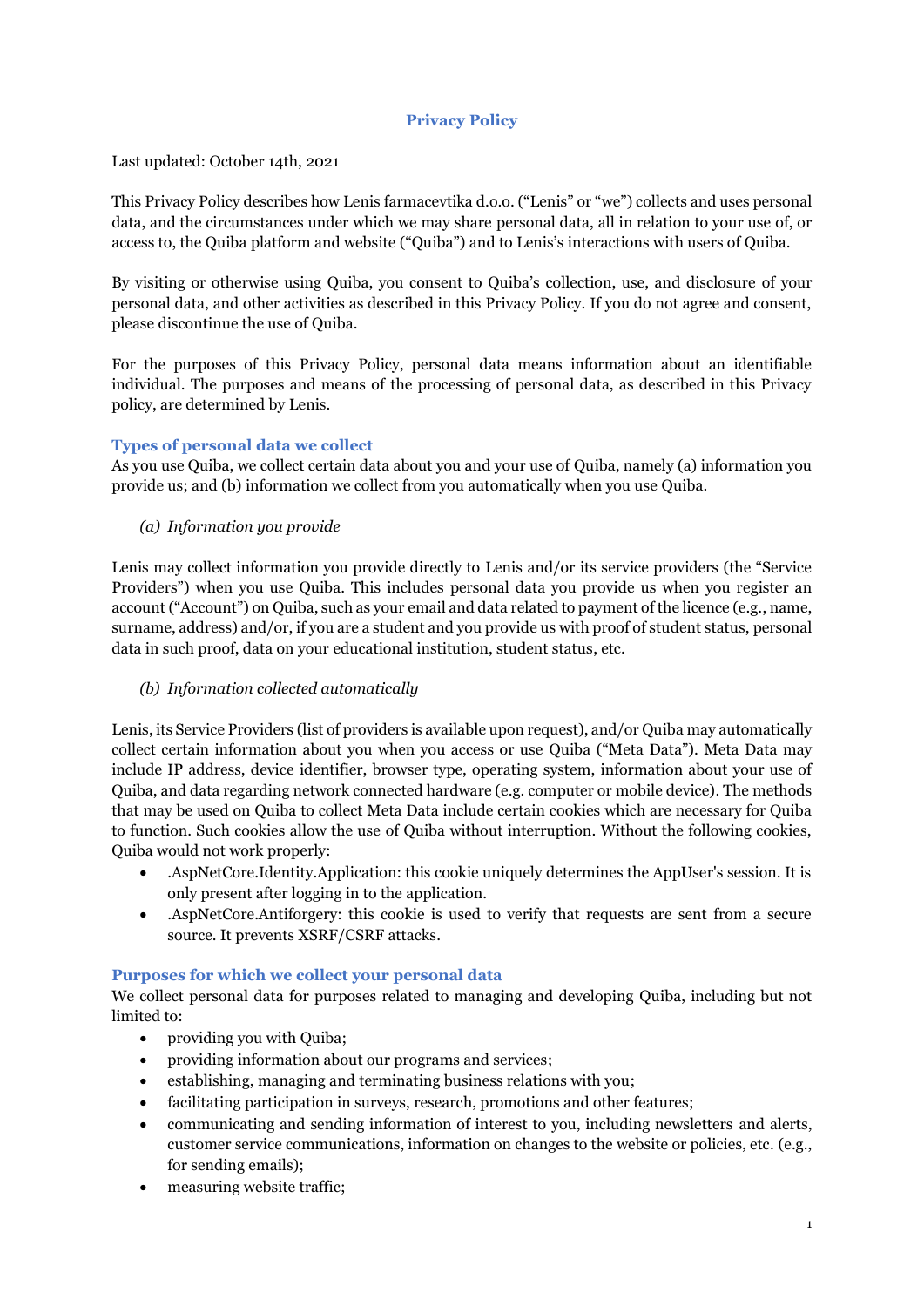# Privacy Policy

Last updated: October 14th, 2021

This Privacy Policy describes how Lenis farmacevtika d.o.o. ("Lenis" or "we") collects and uses personal data, and the circumstances under which we may share personal data, all in relation to your use of, or access to, the Quiba platform and website ("Quiba") and to Lenis's interactions with users of Quiba.

By visiting or otherwise using Quiba, you consent to Quiba's collection, use, and disclosure of your personal data, and other activities as described in this Privacy Policy. If you do not agree and consent, please discontinue the use of Quiba.

For the purposes of this Privacy Policy, personal data means information about an identifiable individual. The purposes and means of the processing of personal data, as described in this Privacy policy, are determined by Lenis.

## Types of personal data we collect

As you use Quiba, we collect certain data about you and your use of Quiba, namely (a) information you provide us; and (b) information we collect from you automatically when you use Quiba.

*(a) Information you provide*

Lenis may collect information you provide directly to Lenis and/or its service providers (the "Service Providers") when you use Quiba. This includes personal data you provide us when you register an account ("Account") on Quiba, such as your email and data related to payment of the licence (e.g., name, surname, address) and/or, if you are a student and you provide us with proof of student status, personal data in such proof, data on your educational institution, student status, etc.

*(b) Information collected automatically*

Lenis, its Service Providers (list of providers is available upon request), and/or Quiba may automatically collect certain information about you when you access or use Quiba ("Meta Data"). Meta Data may include IP address, device identifier, browser type, operating system, information about your use of Quiba, and data regarding network connected hardware (e.g. computer or mobile device). The methods that may be used on Quiba to collect Meta Data include certain cookies which are necessary for Quiba to function. Such cookies allow the use of Quiba without interruption. Without the following cookies, Quiba would not work properly:

- .AspNetCore.Identity.Application: this cookie uniquely determines the AppUser's session. It is only present after logging in to the application.
- .AspNetCore.Antiforgery: this cookie is used to verify that requests are sent from a secure source. It prevents XSRF/CSRF attacks.

## Purposes for which we collect your personal data

We collect personal data for purposes related to managing and developing Quiba, including but not limited to:

- providing you with Quiba;
- providing information about our programs and services;
- establishing, managing and terminating business relations with you;
- facilitating participation in surveys, research, promotions and other features;
- communicating and sending information of interest to you, including newsletters and alerts, customer service communications, information on changes to the website or policies, etc. (e.g., for sending emails);
- measuring website traffic;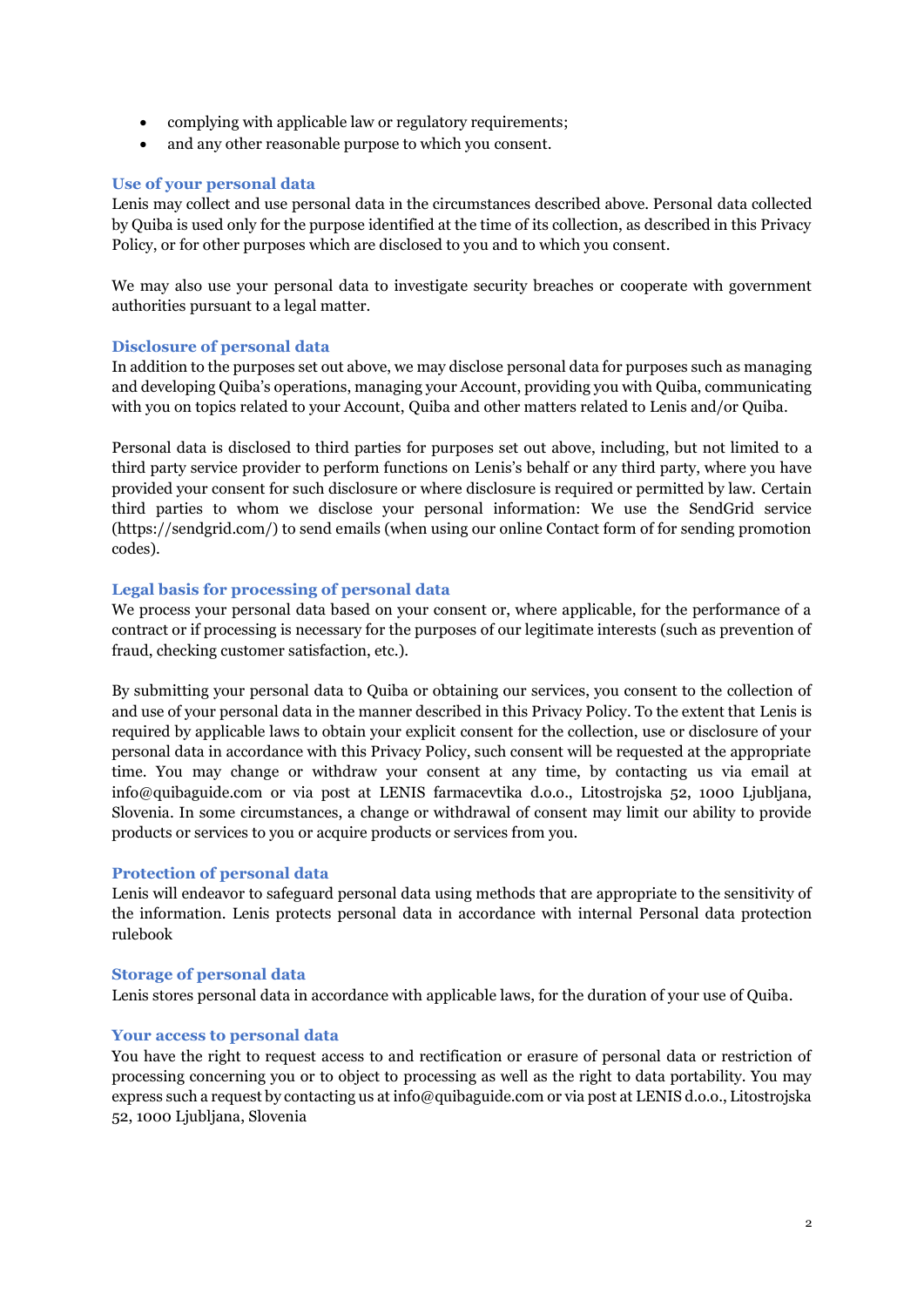- complying with applicable law or regulatory requirements;
- and any other reasonable purpose to which you consent.

## Use of your personal data

Lenis may collect and use personal data in the circumstances described above. Personal data collected by Quiba is used only for the purpose identified at the time of its collection, as described in this Privacy Policy, or for other purposes which are disclosed to you and to which you consent.

We may also use your personal data to investigate security breaches or cooperate with government authorities pursuant to a legal matter.

## Disclosure of personal data

In addition to the purposes set out above, we may disclose personal data for purposes such as managing and developing Quiba's operations, managing your Account, providing you with Quiba, communicating with you on topics related to your Account, Quiba and other matters related to Lenis and/or Quiba.

Personal data is disclosed to third parties for purposes set out above, including, but not limited to a third party service provider to perform functions on Lenis's behalf or any third party, where you have provided your consent for such disclosure or where disclosure is required or permitted by law. Certain third parties to whom we disclose your personal information: We use the SendGrid service (https://sendgrid.com/) to send emails (when using our online Contact form of for sending promotion codes).

## Legal basis for processing of personal data

We process your personal data based on your consent or, where applicable, for the performance of a contract or if processing is necessary for the purposes of our legitimate interests (such as prevention of fraud, checking customer satisfaction, etc.).

By submitting your personal data to Quiba or obtaining our services, you consent to the collection of and use of your personal data in the manner described in this Privacy Policy. To the extent that Lenis is required by applicable laws to obtain your explicit consent for the collection, use or disclosure of your personal data in accordance with this Privacy Policy, such consent will be requested at the appropriate time. You may change or withdraw your consent at any time, by contacting us via email at info@quibaguide.com or via post at LENIS farmacevtika d.o.o., Litostrojska 52, 1000 Ljubljana, Slovenia. In some circumstances, a change or withdrawal of consent may limit our ability to provide products or services to you or acquire products or services from you.

## Protection of personal data

Lenis will endeavor to safeguard personal data using methods that are appropriate to the sensitivity of the information. Lenis protects personal data in accordance with internal Personal data protection rulebook

## Storage of personal data

Lenis stores personal data in accordance with applicable laws, for the duration of your use of Quiba.

## Your access to personal data

You have the right to request access to and rectification or erasure of personal data or restriction of processing concerning you or to object to processing as well as the right to data portability. You may express such a request by contacting us at info@quibaguide.com or via post at LENIS d.o.o., Litostrojska 52, 1000 Ljubljana, Slovenia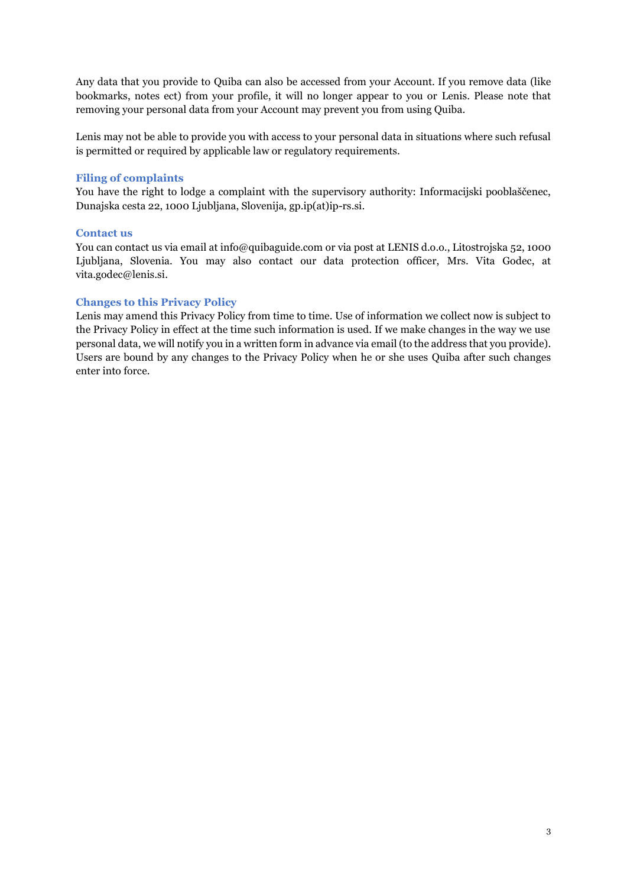Any data that you provide to Quiba can also be accessed from your Account. If you remove data (like bookmarks, notes ect) from your profile, it will no longer appear to you or Lenis. Please note that removing your personal data from your Account may prevent you from using Quiba.

Lenis may not be able to provide you with access to your personal data in situations where such refusal is permitted or required by applicable law or regulatory requirements.

### Filing of complaints

You have the right to lodge a complaint with the supervisory authority: Informacijski pooblaščenec, Dunajska cesta 22, 1000 Ljubljana, Slovenija, gp.ip(at)ip-rs.si.

### Contact us

You can contact us via email at info@quibaguide.com or via post at LENIS d.o.o., Litostrojska 52, 1000 Ljubljana, Slovenia. You may also contact our data protection officer, Mrs. Vita Godec, at vita.godec@lenis.si.

### Changes to this Privacy Policy

Lenis may amend this Privacy Policy from time to time. Use of information we collect now is subject to the Privacy Policy in effect at the time such information is used. If we make changes in the way we use personal data, we will notify you in a written form in advance via email (to the address that you provide). Users are bound by any changes to the Privacy Policy when he or she uses Quiba after such changes enter into force.